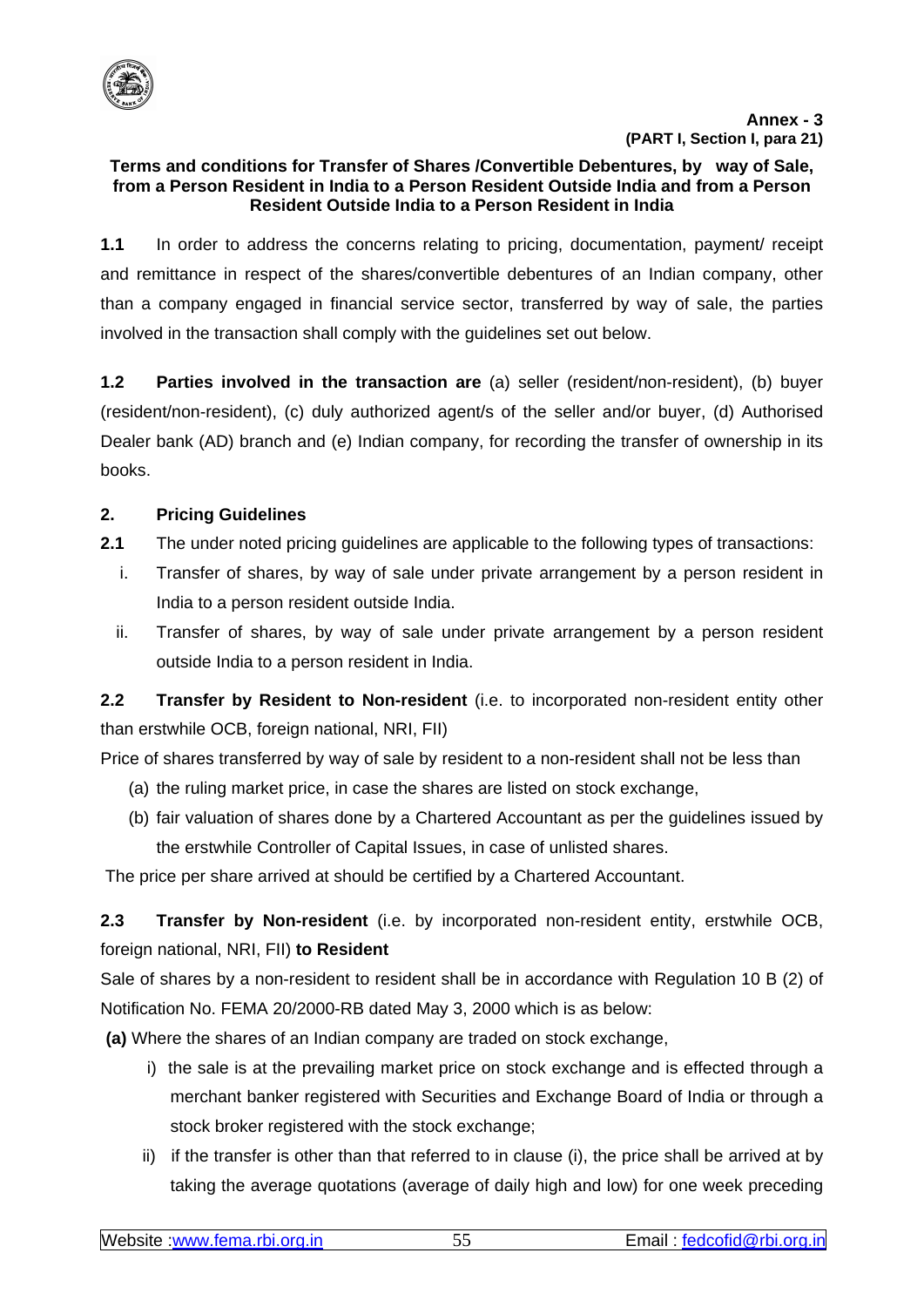**Annex - 3**
**(PART I, Section I, para 21)**

**Terms and conditions for Transfer of Shares /Convertible Debentures, by way of Sale, from a Person Resident in India to a Person Resident Outside India and from a Person Resident Outside India to a Person Resident in India**

**1.1** In order to address the concerns relating to pricing, documentation, payment/ receipt and remittance in respect of the shares/convertible debentures of an Indian company, other than a company engaged in financial service sector, transferred by way of sale, the parties involved in the transaction shall comply with the guidelines set out below.

**1.2 Parties involved in the transaction are** (a) seller (resident/non-resident), (b) buyer (resident/non-resident), (c) duly authorized agent/s of the seller and/or buyer, (d) Authorised Dealer bank (AD) branch and (e) Indian company, for recording the transfer of ownership in its books.

**2. Pricing Guidelines**

**2.1** The under noted pricing guidelines are applicable to the following types of transactions:

i. Transfer of shares, by way of sale under private arrangement by a person resident in India to a person resident outside India.

ii. Transfer of shares, by way of sale under private arrangement by a person resident outside India to a person resident in India.

**2.2 Transfer by Resident to Non-resident** (i.e. to incorporated non-resident entity other than erstwhile OCB, foreign national, NRI, FII)

Price of shares transferred by way of sale by resident to a non-resident shall not be less than

(a) the ruling market price, in case the shares are listed on stock exchange,

(b) fair valuation of shares done by a Chartered Accountant as per the guidelines issued by the erstwhile Controller of Capital Issues, in case of unlisted shares.

The price per share arrived at should be certified by a Chartered Accountant.

**2.3 Transfer by Non-resident** (i.e. by incorporated non-resident entity, erstwhile OCB, foreign national, NRI, FII) **to Resident**

Sale of shares by a non-resident to resident shall be in accordance with Regulation 10 B (2) of Notification No. FEMA 20/2000-RB dated May 3, 2000 which is as below:

**(a)** Where the shares of an Indian company are traded on stock exchange,

i) the sale is at the prevailing market price on stock exchange and is effected through a merchant banker registered with Securities and Exchange Board of India or through a stock broker registered with the stock exchange;

ii) if the transfer is other than that referred to in clause (i), the price shall be arrived at by taking the average quotations (average of daily high and low) for one week preceding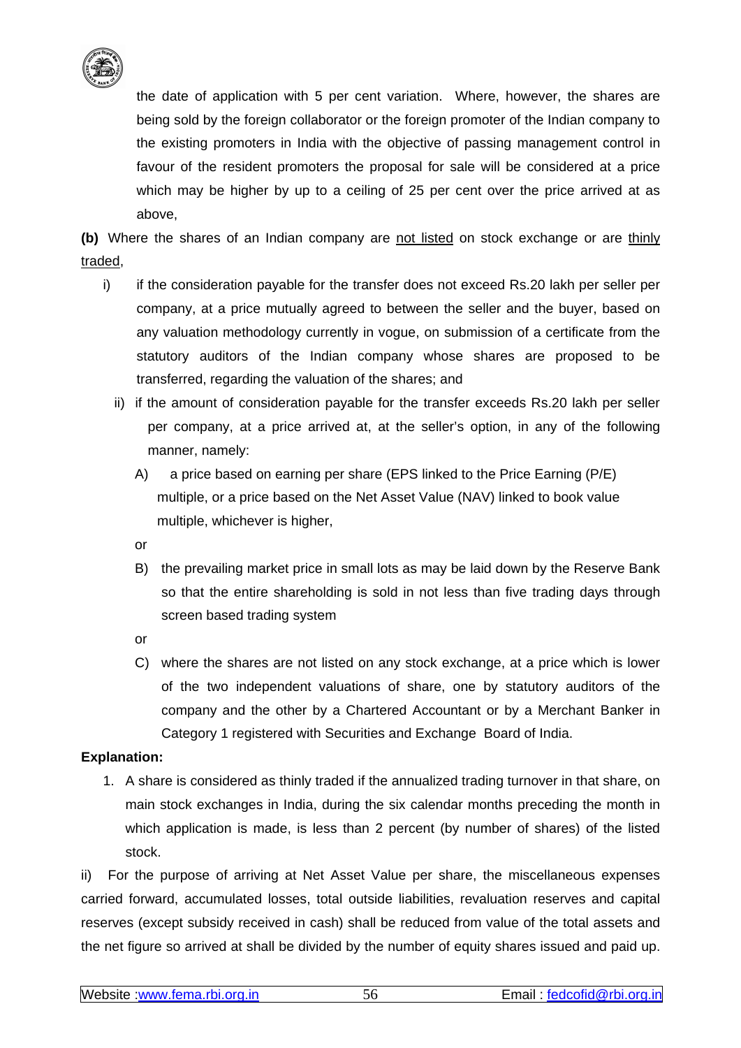the date of application with 5 per cent variation. Where, however, the shares are being sold by the foreign collaborator or the foreign promoter of the Indian company to the existing promoters in India with the objective of passing management control in favour of the resident promoters the proposal for sale will be considered at a price which may be higher by up to a ceiling of 25 per cent over the price arrived at as above,

**(b)** Where the shares of an Indian company are <u>not listed</u> on stock exchange or are <u>thinly traded</u>,

i) if the consideration payable for the transfer does not exceed Rs.20 lakh per seller per company, at a price mutually agreed to between the seller and the buyer, based on any valuation methodology currently in vogue, on submission of a certificate from the statutory auditors of the Indian company whose shares are proposed to be transferred, regarding the valuation of the shares; and

ii) if the amount of consideration payable for the transfer exceeds Rs.20 lakh per seller per company, at a price arrived at, at the seller's option, in any of the following manner, namely:

A) a price based on earning per share (EPS linked to the Price Earning (P/E) multiple, or a price based on the Net Asset Value (NAV) linked to book value multiple, whichever is higher,

or

B) the prevailing market price in small lots as may be laid down by the Reserve Bank so that the entire shareholding is sold in not less than five trading days through screen based trading system

or

C) where the shares are not listed on any stock exchange, at a price which is lower of the two independent valuations of share, one by statutory auditors of the company and the other by a Chartered Accountant or by a Merchant Banker in Category 1 registered with Securities and Exchange Board of India.

**Explanation:**

1. A share is considered as thinly traded if the annualized trading turnover in that share, on main stock exchanges in India, during the six calendar months preceding the month in which application is made, is less than 2 percent (by number of shares) of the listed stock.

ii) For the purpose of arriving at Net Asset Value per share, the miscellaneous expenses carried forward, accumulated losses, total outside liabilities, revaluation reserves and capital reserves (except subsidy received in cash) shall be reduced from value of the total assets and the net figure so arrived at shall be divided by the number of equity shares issued and paid up.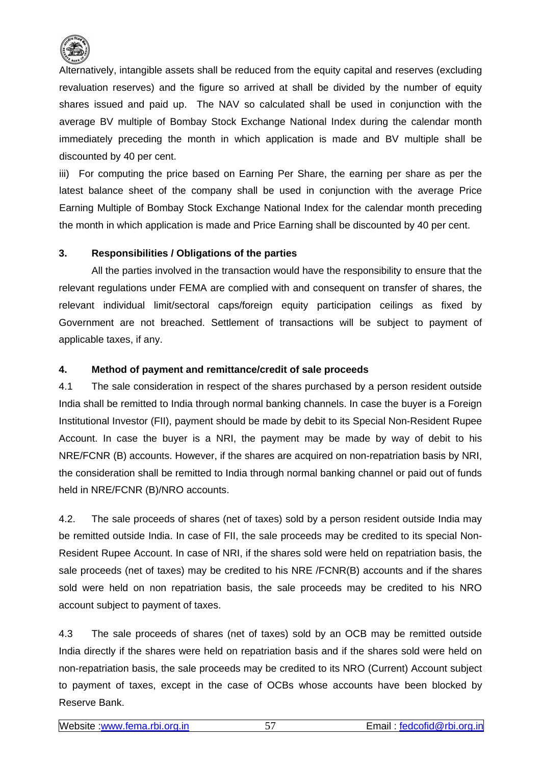Alternatively, intangible assets shall be reduced from the equity capital and reserves (excluding revaluation reserves) and the figure so arrived at shall be divided by the number of equity shares issued and paid up. The NAV so calculated shall be used in conjunction with the average BV multiple of Bombay Stock Exchange National Index during the calendar month immediately preceding the month in which application is made and BV multiple shall be discounted by 40 per cent.

iii) For computing the price based on Earning Per Share, the earning per share as per the latest balance sheet of the company shall be used in conjunction with the average Price Earning Multiple of Bombay Stock Exchange National Index for the calendar month preceding the month in which application is made and Price Earning shall be discounted by 40 per cent.

**3. Responsibilities / Obligations of the parties**

All the parties involved in the transaction would have the responsibility to ensure that the relevant regulations under FEMA are complied with and consequent on transfer of shares, the relevant individual limit/sectoral caps/foreign equity participation ceilings as fixed by Government are not breached. Settlement of transactions will be subject to payment of applicable taxes, if any.

**4. Method of payment and remittance/credit of sale proceeds**

4.1 The sale consideration in respect of the shares purchased by a person resident outside India shall be remitted to India through normal banking channels. In case the buyer is a Foreign Institutional Investor (FII), payment should be made by debit to its Special Non-Resident Rupee Account. In case the buyer is a NRI, the payment may be made by way of debit to his NRE/FCNR (B) accounts. However, if the shares are acquired on non-repatriation basis by NRI, the consideration shall be remitted to India through normal banking channel or paid out of funds held in NRE/FCNR (B)/NRO accounts.

4.2. The sale proceeds of shares (net of taxes) sold by a person resident outside India may be remitted outside India. In case of FII, the sale proceeds may be credited to its special Non-Resident Rupee Account. In case of NRI, if the shares sold were held on repatriation basis, the sale proceeds (net of taxes) may be credited to his NRE /FCNR(B) accounts and if the shares sold were held on non repatriation basis, the sale proceeds may be credited to his NRO account subject to payment of taxes.

4.3 The sale proceeds of shares (net of taxes) sold by an OCB may be remitted outside India directly if the shares were held on repatriation basis and if the shares sold were held on non-repatriation basis, the sale proceeds may be credited to its NRO (Current) Account subject to payment of taxes, except in the case of OCBs whose accounts have been blocked by Reserve Bank.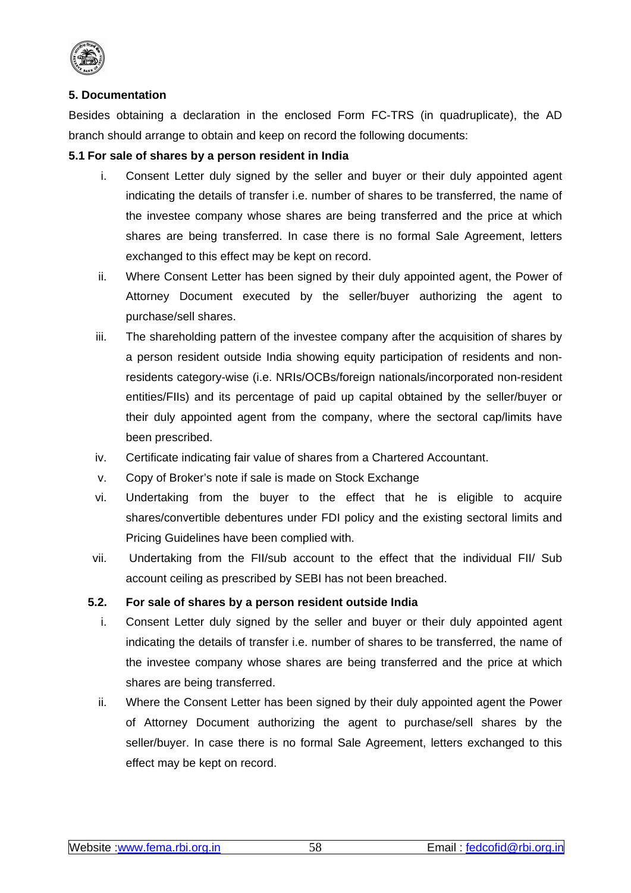## 5. Documentation

Besides obtaining a declaration in the enclosed Form FC-TRS (in quadruplicate), the AD branch should arrange to obtain and keep on record the following documents:

### 5.1 For sale of shares by a person resident in India

i. Consent Letter duly signed by the seller and buyer or their duly appointed agent indicating the details of transfer i.e. number of shares to be transferred, the name of the investee company whose shares are being transferred and the price at which shares are being transferred. In case there is no formal Sale Agreement, letters exchanged to this effect may be kept on record.

ii. Where Consent Letter has been signed by their duly appointed agent, the Power of Attorney Document executed by the seller/buyer authorizing the agent to purchase/sell shares.

iii. The shareholding pattern of the investee company after the acquisition of shares by a person resident outside India showing equity participation of residents and non-residents category-wise (i.e. NRIs/OCBs/foreign nationals/incorporated non-resident entities/FIIs) and its percentage of paid up capital obtained by the seller/buyer or their duly appointed agent from the company, where the sectoral cap/limits have been prescribed.

iv. Certificate indicating fair value of shares from a Chartered Accountant.

v. Copy of Broker's note if sale is made on Stock Exchange

vi. Undertaking from the buyer to the effect that he is eligible to acquire shares/convertible debentures under FDI policy and the existing sectoral limits and Pricing Guidelines have been complied with.

vii. Undertaking from the FII/sub account to the effect that the individual FII/ Sub account ceiling as prescribed by SEBI has not been breached.

### 5.2. For sale of shares by a person resident outside India

i. Consent Letter duly signed by the seller and buyer or their duly appointed agent indicating the details of transfer i.e. number of shares to be transferred, the name of the investee company whose shares are being transferred and the price at which shares are being transferred.

ii. Where the Consent Letter has been signed by their duly appointed agent the Power of Attorney Document authorizing the agent to purchase/sell shares by the seller/buyer. In case there is no formal Sale Agreement, letters exchanged to this effect may be kept on record.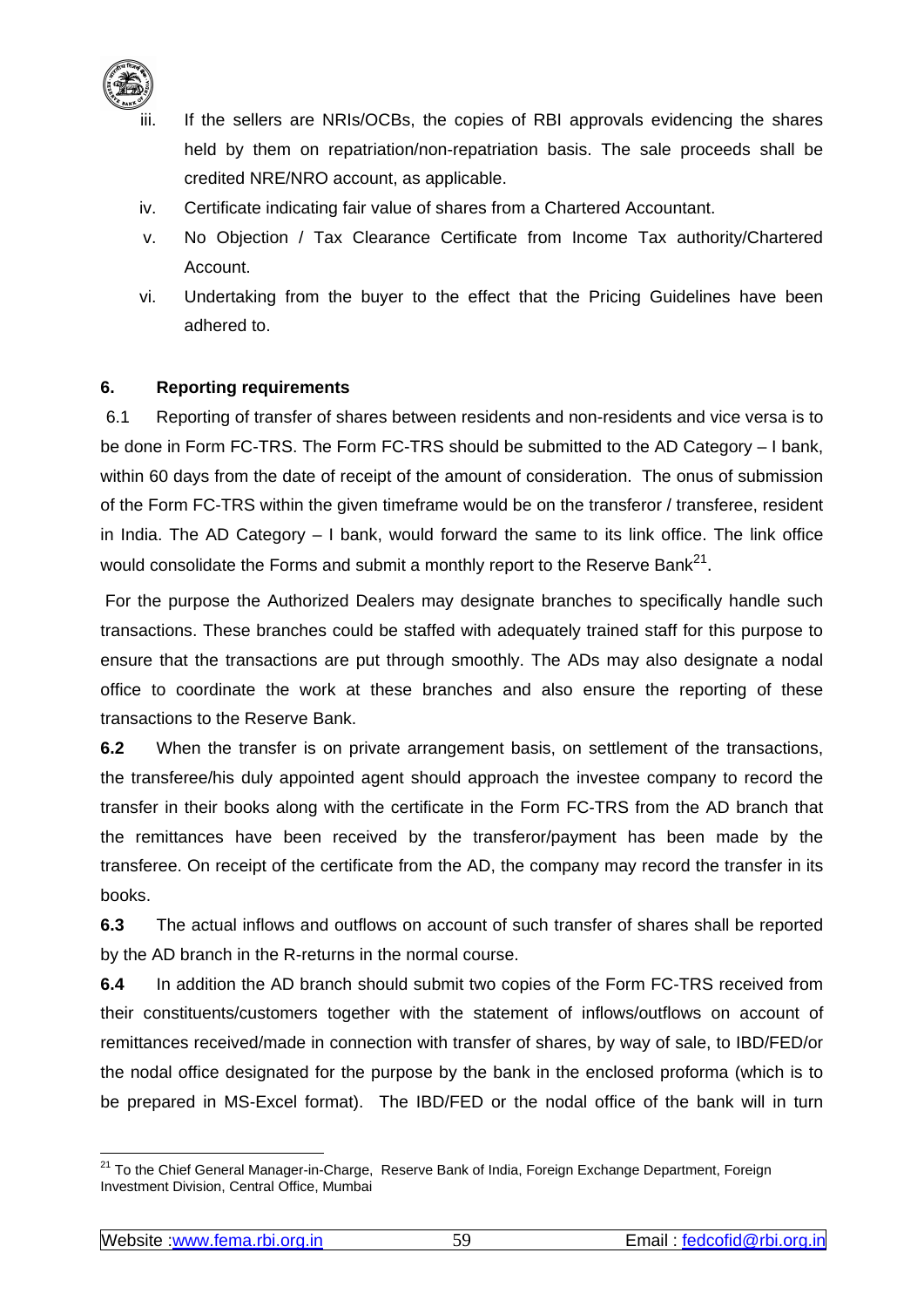iii. If the sellers are NRIs/OCBs, the copies of RBI approvals evidencing the shares held by them on repatriation/non-repatriation basis. The sale proceeds shall be credited NRE/NRO account, as applicable.

iv. Certificate indicating fair value of shares from a Chartered Accountant.

v. No Objection / Tax Clearance Certificate from Income Tax authority/Chartered Account.

vi. Undertaking from the buyer to the effect that the Pricing Guidelines have been adhered to.

**6. Reporting requirements**

6.1 Reporting of transfer of shares between residents and non-residents and vice versa is to be done in Form FC-TRS. The Form FC-TRS should be submitted to the AD Category – I bank, within 60 days from the date of receipt of the amount of consideration. The onus of submission of the Form FC-TRS within the given timeframe would be on the transferor / transferee, resident in India. The AD Category – I bank, would forward the same to its link office. The link office would consolidate the Forms and submit a monthly report to the Reserve Bank[21].

For the purpose the Authorized Dealers may designate branches to specifically handle such transactions. These branches could be staffed with adequately trained staff for this purpose to ensure that the transactions are put through smoothly. The ADs may also designate a nodal office to coordinate the work at these branches and also ensure the reporting of these transactions to the Reserve Bank.

**6.2** When the transfer is on private arrangement basis, on settlement of the transactions, the transferee/his duly appointed agent should approach the investee company to record the transfer in their books along with the certificate in the Form FC-TRS from the AD branch that the remittances have been received by the transferor/payment has been made by the transferee. On receipt of the certificate from the AD, the company may record the transfer in its books.

**6.3** The actual inflows and outflows on account of such transfer of shares shall be reported by the AD branch in the R-returns in the normal course.

**6.4** In addition the AD branch should submit two copies of the Form FC-TRS received from their constituents/customers together with the statement of inflows/outflows on account of remittances received/made in connection with transfer of shares, by way of sale, to IBD/FED/or the nodal office designated for the purpose by the bank in the enclosed proforma (which is to be prepared in MS-Excel format). The IBD/FED or the nodal office of the bank will in turn

[21] To the Chief General Manager-in-Charge, Reserve Bank of India, Foreign Exchange Department, Foreign Investment Division, Central Office, Mumbai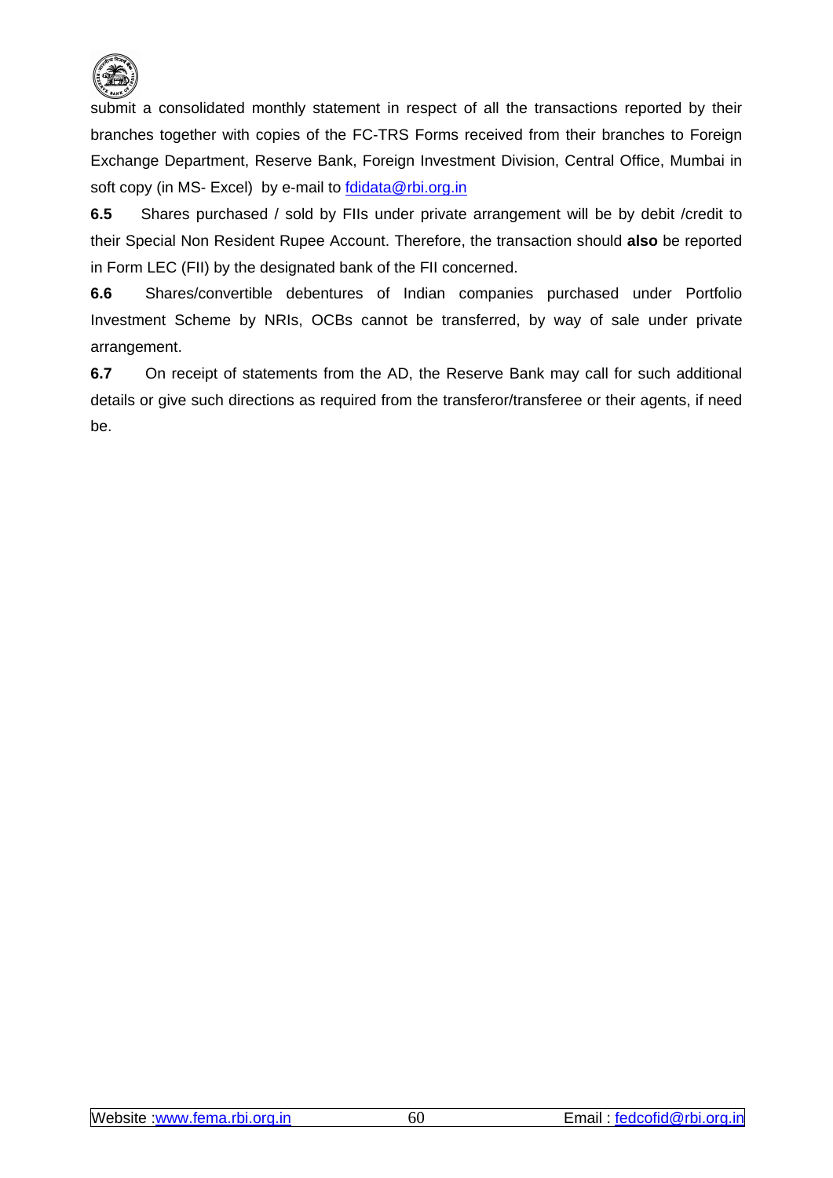submit a consolidated monthly statement in respect of all the transactions reported by their branches together with copies of the FC-TRS Forms received from their branches to Foreign Exchange Department, Reserve Bank, Foreign Investment Division, Central Office, Mumbai in soft copy (in MS- Excel) by e-mail to fdidata@rbi.org.in

**6.5** Shares purchased / sold by FIIs under private arrangement will be by debit /credit to their Special Non Resident Rupee Account. Therefore, the transaction should **also** be reported in Form LEC (FII) by the designated bank of the FII concerned.

**6.6** Shares/convertible debentures of Indian companies purchased under Portfolio Investment Scheme by NRIs, OCBs cannot be transferred, by way of sale under private arrangement.

**6.7** On receipt of statements from the AD, the Reserve Bank may call for such additional details or give such directions as required from the transferor/transferee or their agents, if need be.